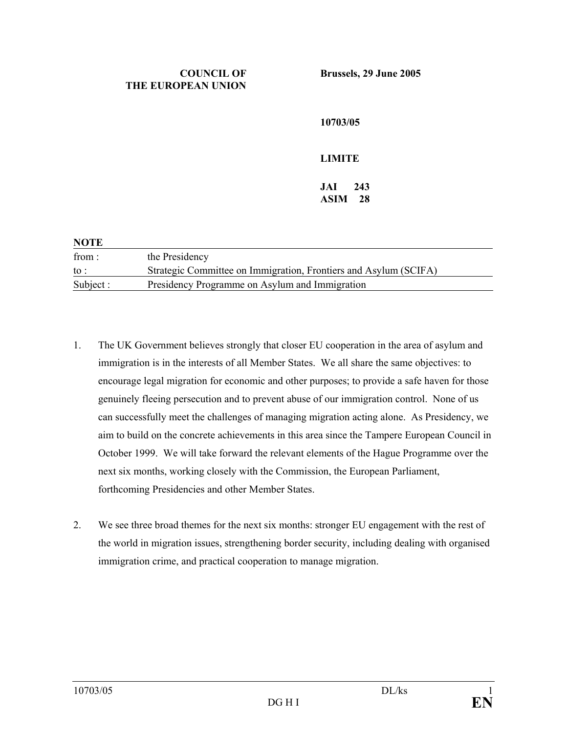**COUNCIL OF THE EUROPEAN UNION**

**Brussels, 29 June 2005**

**10703/05**

**LIMITE**

**JAI 243**
**ASIM 28**

**NOTE**

| | |
|---|---|
| from : | the Presidency |
| to : | Strategic Committee on Immigration, Frontiers and Asylum (SCIFA) |
| Subject : | Presidency Programme on Asylum and Immigration |

1. The UK Government believes strongly that closer EU cooperation in the area of asylum and immigration is in the interests of all Member States. We all share the same objectives: to encourage legal migration for economic and other purposes; to provide a safe haven for those genuinely fleeing persecution and to prevent abuse of our immigration control. None of us can successfully meet the challenges of managing migration acting alone. As Presidency, we aim to build on the concrete achievements in this area since the Tampere European Council in October 1999. We will take forward the relevant elements of the Hague Programme over the next six months, working closely with the Commission, the European Parliament, forthcoming Presidencies and other Member States.

2. We see three broad themes for the next six months: stronger EU engagement with the rest of the world in migration issues, strengthening border security, including dealing with organised immigration crime, and practical cooperation to manage migration.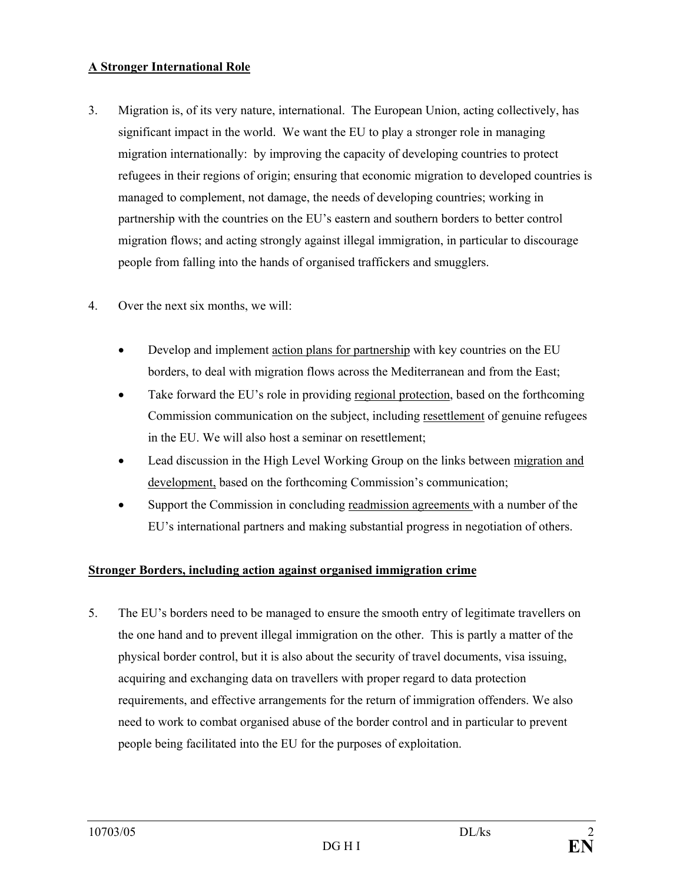## A Stronger International Role

3. Migration is, of its very nature, international. The European Union, acting collectively, has significant impact in the world. We want the EU to play a stronger role in managing migration internationally: by improving the capacity of developing countries to protect refugees in their regions of origin; ensuring that economic migration to developed countries is managed to complement, not damage, the needs of developing countries; working in partnership with the countries on the EU's eastern and southern borders to better control migration flows; and acting strongly against illegal immigration, in particular to discourage people from falling into the hands of organised traffickers and smugglers.

4. Over the next six months, we will:

   - Develop and implement action plans for partnership with key countries on the EU borders, to deal with migration flows across the Mediterranean and from the East;
   - Take forward the EU's role in providing regional protection, based on the forthcoming Commission communication on the subject, including resettlement of genuine refugees in the EU. We will also host a seminar on resettlement;
   - Lead discussion in the High Level Working Group on the links between migration and development, based on the forthcoming Commission's communication;
   - Support the Commission in concluding readmission agreements with a number of the EU's international partners and making substantial progress in negotiation of others.

## Stronger Borders, including action against organised immigration crime

5. The EU's borders need to be managed to ensure the smooth entry of legitimate travellers on the one hand and to prevent illegal immigration on the other. This is partly a matter of the physical border control, but it is also about the security of travel documents, visa issuing, acquiring and exchanging data on travellers with proper regard to data protection requirements, and effective arrangements for the return of immigration offenders. We also need to work to combat organised abuse of the border control and in particular to prevent people being facilitated into the EU for the purposes of exploitation.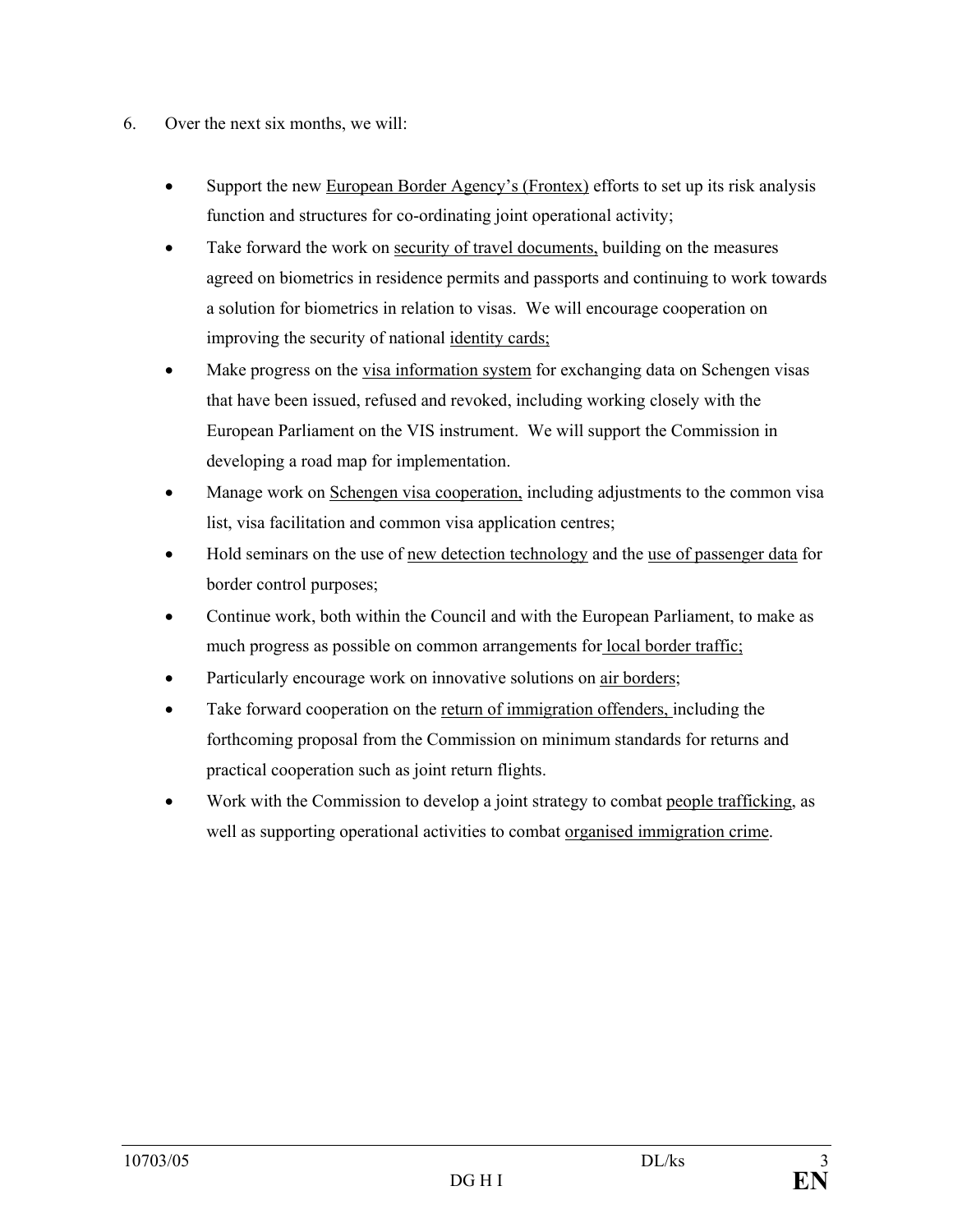6. Over the next six months, we will:

- Support the new European Border Agency's (Frontex) efforts to set up its risk analysis function and structures for co-ordinating joint operational activity;
- Take forward the work on security of travel documents, building on the measures agreed on biometrics in residence permits and passports and continuing to work towards a solution for biometrics in relation to visas. We will encourage cooperation on improving the security of national identity cards;
- Make progress on the visa information system for exchanging data on Schengen visas that have been issued, refused and revoked, including working closely with the European Parliament on the VIS instrument. We will support the Commission in developing a road map for implementation.
- Manage work on Schengen visa cooperation, including adjustments to the common visa list, visa facilitation and common visa application centres;
- Hold seminars on the use of new detection technology and the use of passenger data for border control purposes;
- Continue work, both within the Council and with the European Parliament, to make as much progress as possible on common arrangements for local border traffic;
- Particularly encourage work on innovative solutions on air borders;
- Take forward cooperation on the return of immigration offenders, including the forthcoming proposal from the Commission on minimum standards for returns and practical cooperation such as joint return flights.
- Work with the Commission to develop a joint strategy to combat people trafficking, as well as supporting operational activities to combat organised immigration crime.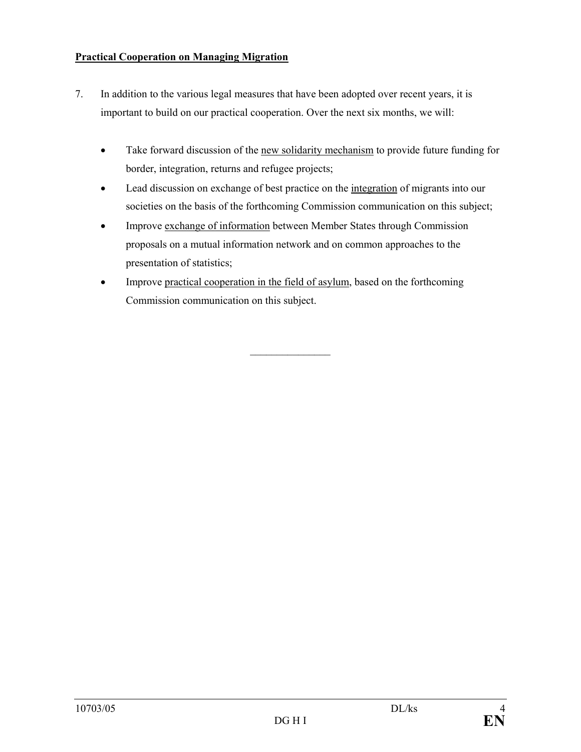**Practical Cooperation on Managing Migration**

7. In addition to the various legal measures that have been adopted over recent years, it is important to build on our practical cooperation. Over the next six months, we will:

   - Take forward discussion of the new solidarity mechanism to provide future funding for border, integration, returns and refugee projects;
   - Lead discussion on exchange of best practice on the integration of migrants into our societies on the basis of the forthcoming Commission communication on this subject;
   - Improve exchange of information between Member States through Commission proposals on a mutual information network and on common approaches to the presentation of statistics;
   - Improve practical cooperation in the field of asylum, based on the forthcoming Commission communication on this subject.

---